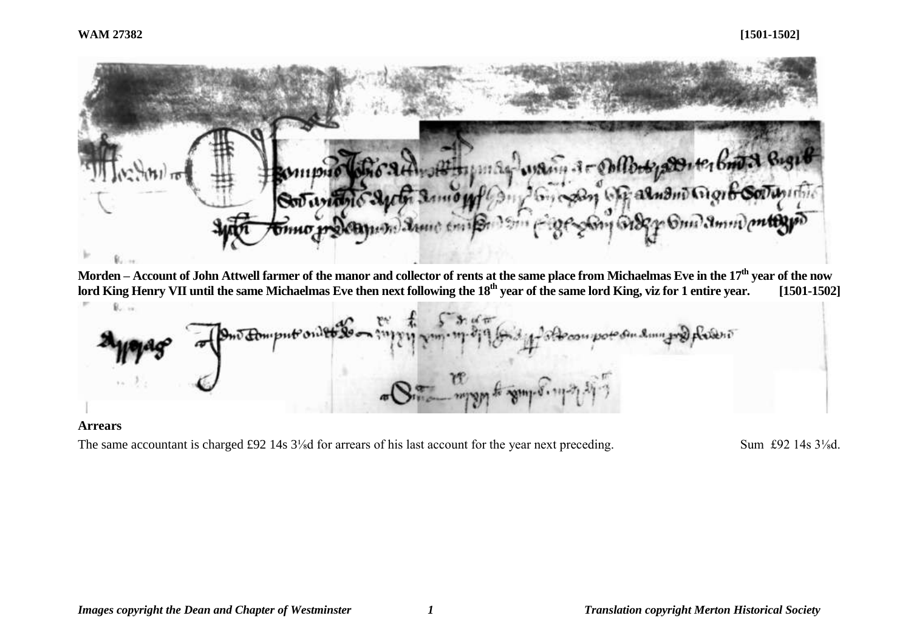**WAM 27382** **[1501-1502]**

**Morden – Account of John Attwell farmer of the manor and collector of rents at the same place from Michaelmas Eve in the 17th year of the now lord King Henry VII until the same Michaelmas Eve then next following the 18th year of the same lord King, viz for 1 entire year. [1501-1502]**

**Arrears**

The same accountant is charged £92 14s 3⅛d for arrears of his last account for the year next preceding. Sum £92 14s 3⅛d.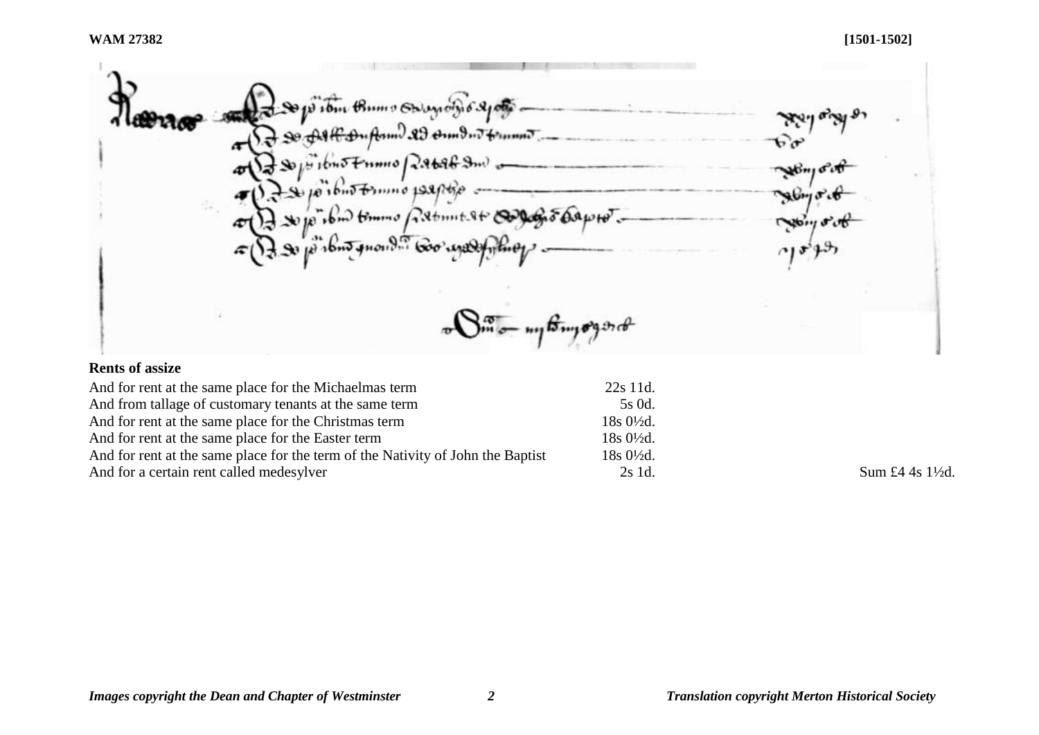## Rents of assize

| | | |
|---|---|---|
| And for rent at the same place for the Michaelmas term | 22s 11d. | |
| And from tallage of customary tenants at the same term | 5s 0d. | |
| And for rent at the same place for the Christmas term | 18s 0½d. | |
| And for rent at the same place for the Easter term | 18s 0½d. | |
| And for rent at the same place for the term of the Nativity of John the Baptist | 18s 0½d. | |
| And for a certain rent called medesylver | 2s 1d. | Sum £4 4s 1½d. |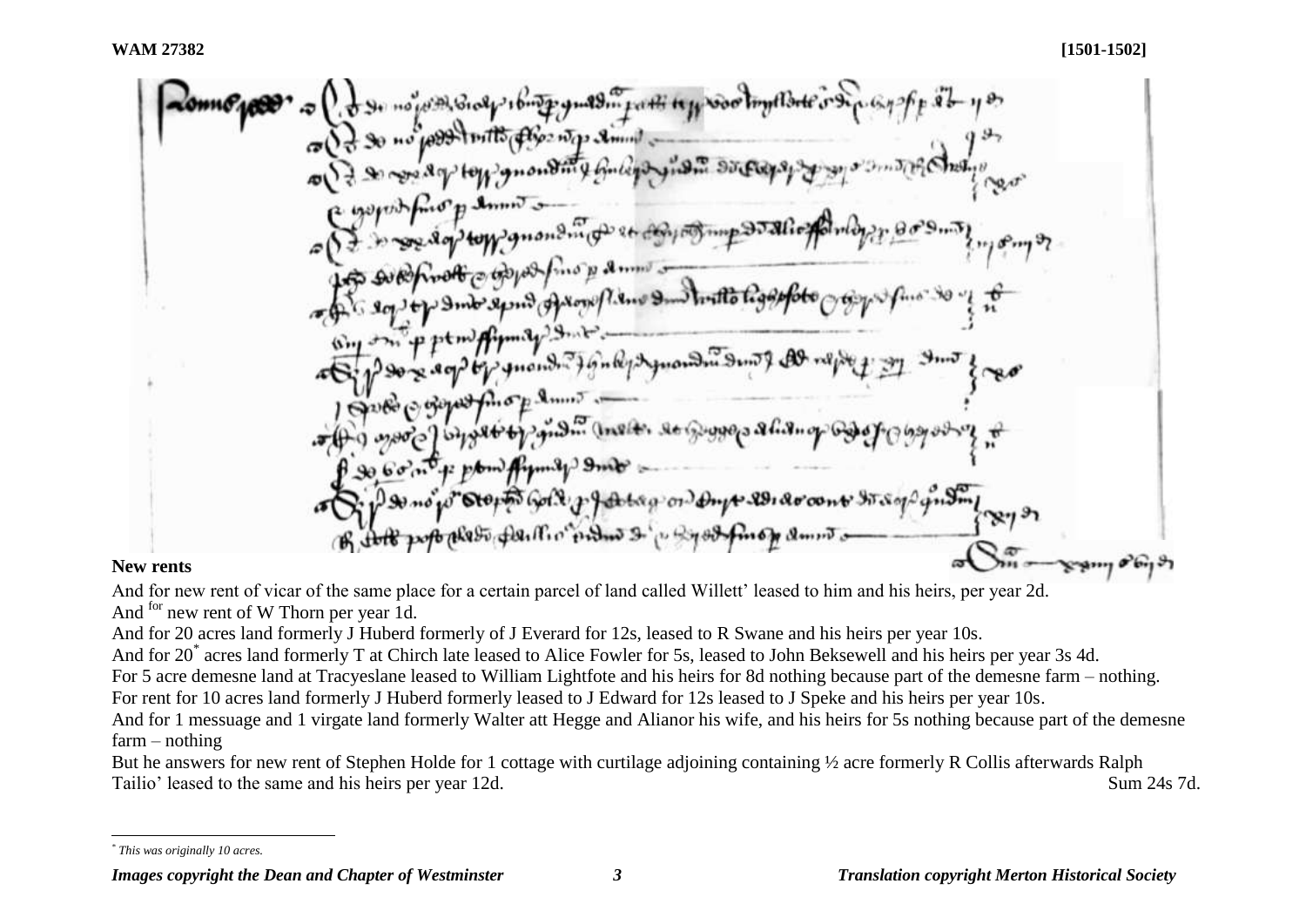**WAM 27382** **[1501-1502]**

## New rents

And for new rent of vicar of the same place for a certain parcel of land called Willett' leased to him and his heirs, per year 2d.

And [for] new rent of W Thorn per year 1d.

And for 20 acres land formerly J Huberd formerly of J Everard for 12s, leased to R Swane and his heirs per year 10s.

And for 20[*] acres land formerly T at Chirch late leased to Alice Fowler for 5s, leased to John Beksewell and his heirs per year 3s 4d.

For 5 acre demesne land at Tracyeslane leased to William Lightfote and his heirs for 8d nothing because part of the demesne farm – nothing.

For rent for 10 acres land formerly J Huberd formerly leased to J Edward for 12s leased to J Speke and his heirs per year 10s.

And for 1 messuage and 1 virgate land formerly Walter att Hegge and Alianor his wife, and his heirs for 5s nothing because part of the demesne farm – nothing

But he answers for new rent of Stephen Holde for 1 cottage with curtilage adjoining containing ½ acre formerly R Collis afterwards Ralph Tailio' leased to the same and his heirs per year 12d. Sum 24s 7d.

---

[*] *This was originally 10 acres.*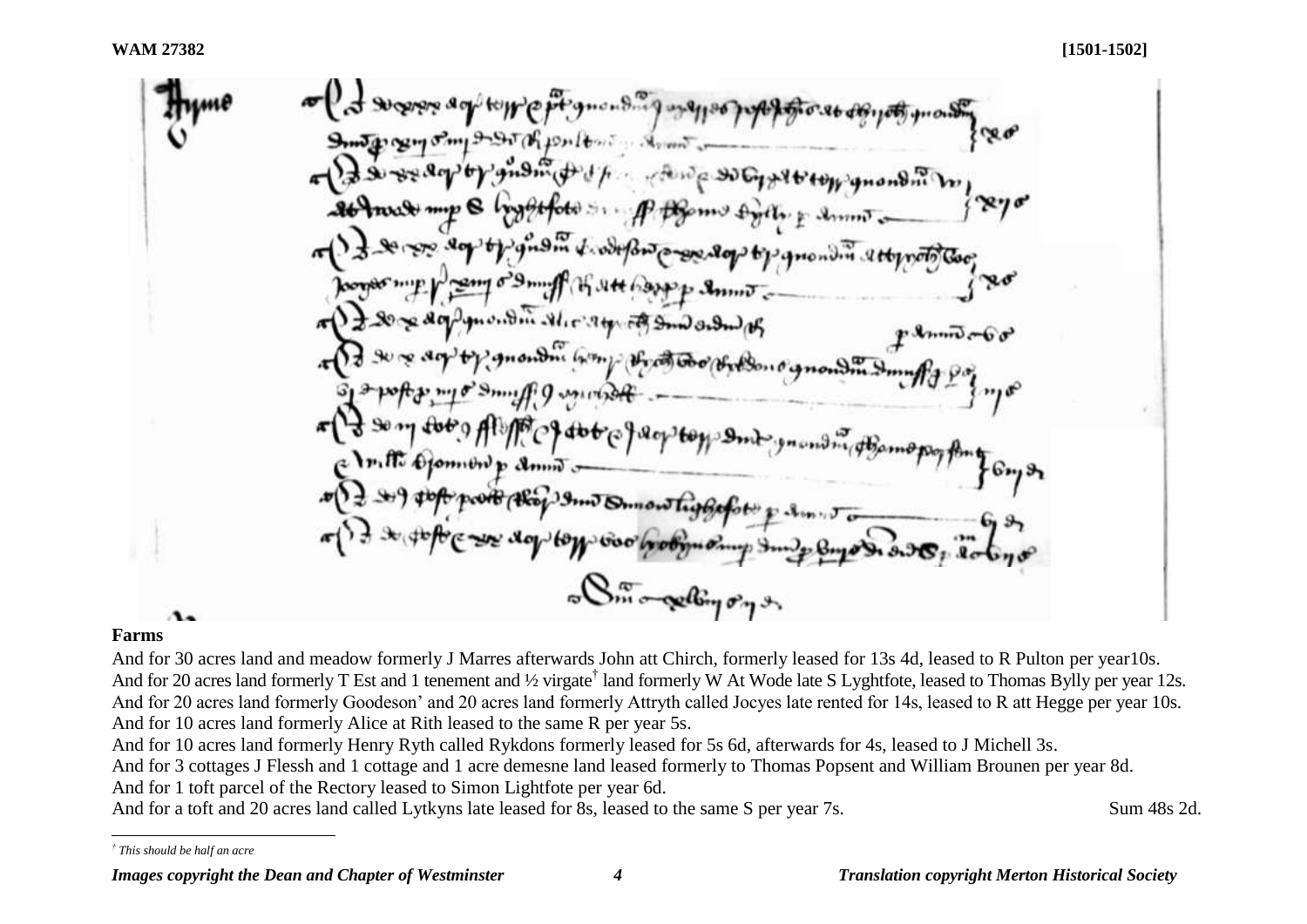## Farms

And for 30 acres land and meadow formerly J Marres afterwards John att Chirch, formerly leased for 13s 4d, leased to R Pulton per year10s.

And for 20 acres land formerly T Est and 1 tenement and ½ virgate[†] land formerly W At Wode late S Lyghtfote, leased to Thomas Bylly per year 12s.

And for 20 acres land formerly Goodeson' and 20 acres land formerly Attryth called Jocyes late rented for 14s, leased to R att Hegge per year 10s.

And for 10 acres land formerly Alice at Rith leased to the same R per year 5s.

And for 10 acres land formerly Henry Ryth called Rykdons formerly leased for 5s 6d, afterwards for 4s, leased to J Michell 3s.

And for 3 cottages J Flessh and 1 cottage and 1 acre demesne land leased formerly to Thomas Popsent and William Brounen per year 8d.

And for 1 toft parcel of the Rectory leased to Simon Lightfote per year 6d.

And for a toft and 20 acres land called Lytkyns late leased for 8s, leased to the same S per year 7s. Sum 48s 2d.

---

[†] *This should be half an acre*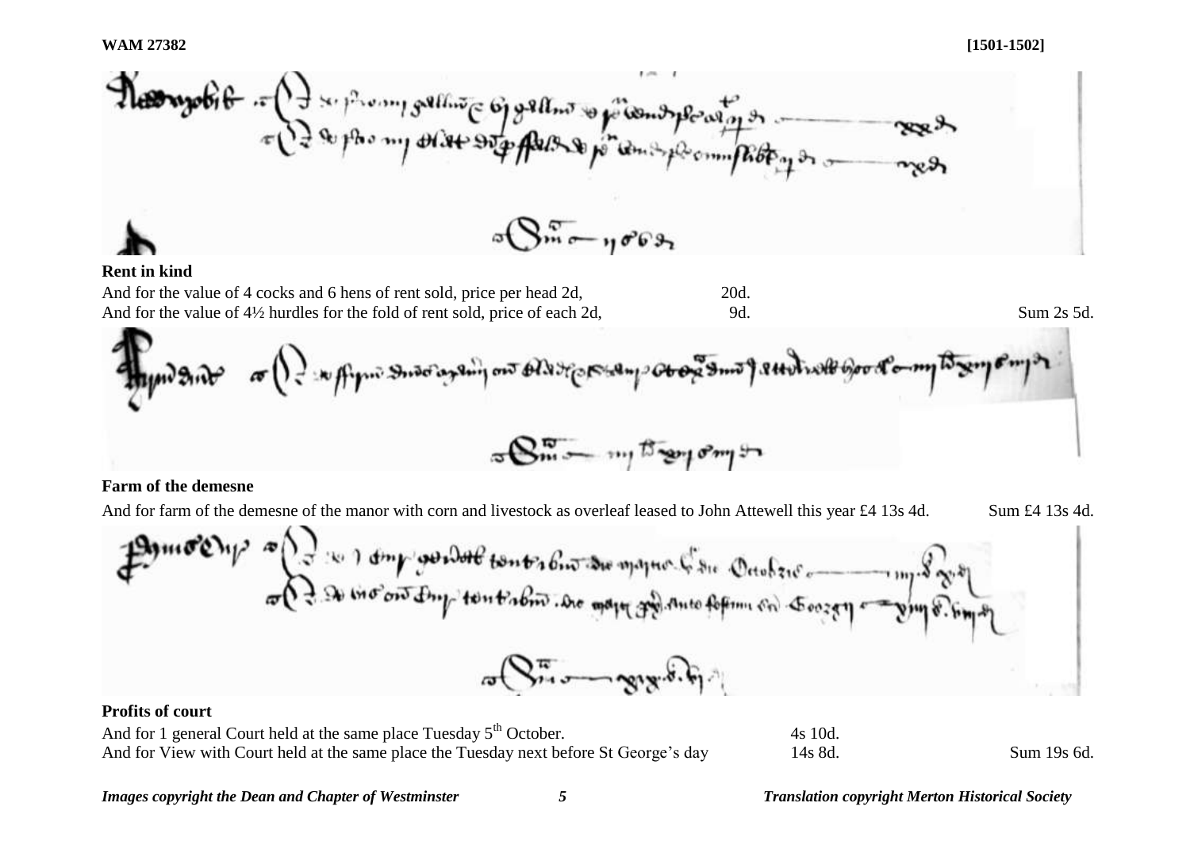**Rent in kind**

And for the value of 4 cocks and 6 hens of rent sold, price per head 2d, 20d.
And for the value of 4½ hurdles for the fold of rent sold, price of each 2d, 9d. Sum 2s 5d.

**Farm of the demesne**

And for farm of the demesne of the manor with corn and livestock as overleaf leased to John Attewell this year £4 13s 4d. Sum £4 13s 4d.

**Profits of court**

And for 1 general Court held at the same place Tuesday 5[th] October. 4s 10d.
And for View with Court held at the same place the Tuesday next before St George's day 14s 8d. Sum 19s 6d.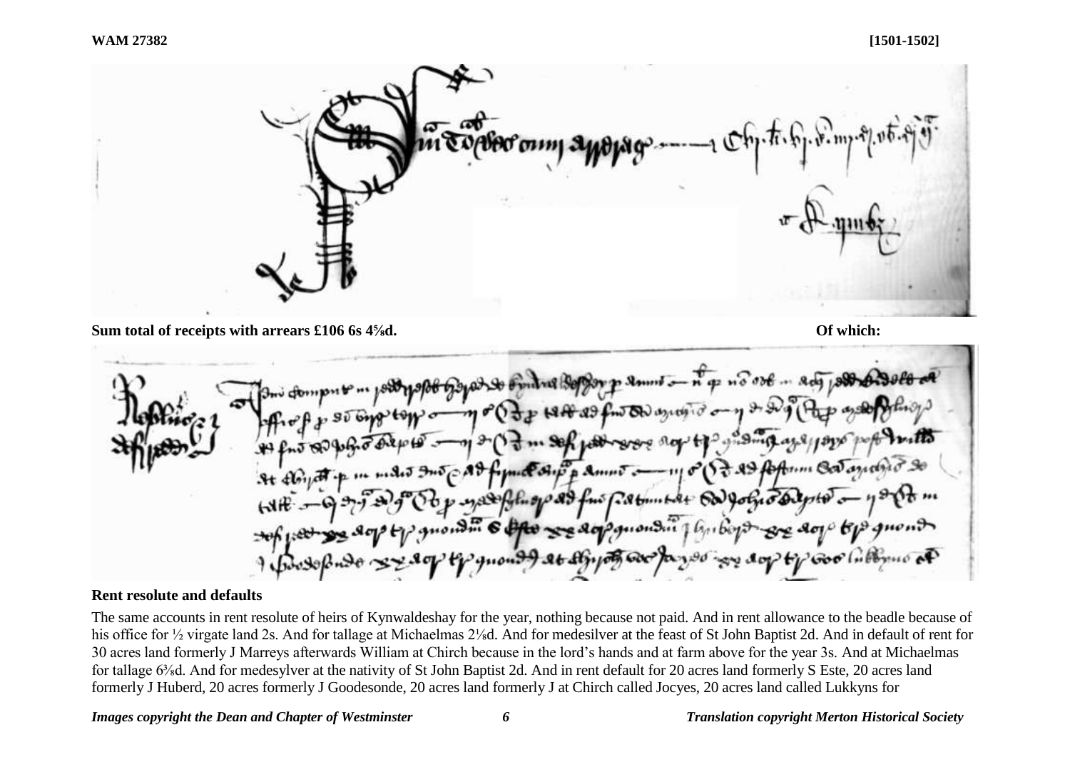**Sum total of receipts with arrears £106 6s 4⅝d.** **Of which:**

**Rent resolute and defaults**

The same accounts in rent resolute of heirs of Kynwaldeshay for the year, nothing because not paid. And in rent allowance to the beadle because of his office for ½ virgate land 2s. And for tallage at Michaelmas 2⅛d. And for medesilver at the feast of St John Baptist 2d. And in default of rent for 30 acres land formerly J Marreys afterwards William at Chirch because in the lord's hands and at farm above for the year 3s. And at Michaelmas for tallage 6⅜d. And for medesylver at the nativity of St John Baptist 2d. And in rent default for 20 acres land formerly S Este, 20 acres land formerly J Huberd, 20 acres formerly J Goodesonde, 20 acres land formerly J at Chirch called Jocyes, 20 acres land called Lukkyns for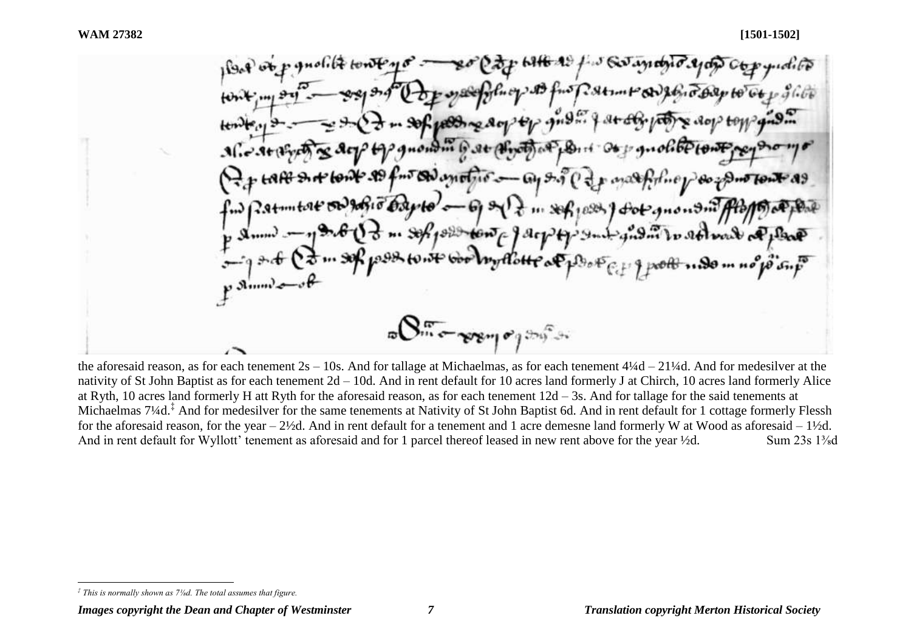the aforesaid reason, as for each tenement 2s – 10s. And for tallage at Michaelmas, as for each tenement 4¼d – 21¼d. And for medesilver at the nativity of St John Baptist as for each tenement 2d – 10d. And in rent default for 10 acres land formerly J at Chirch, 10 acres land formerly Alice at Ryth, 10 acres land formerly H att Ryth for the aforesaid reason, as for each tenement 12d – 3s. And for tallage for the said tenements at Michaelmas 7¼d.[‡] And for medesilver for the same tenements at Nativity of St John Baptist 6d. And in rent default for 1 cottage formerly Flessh for the aforesaid reason, for the year – 2½d. And in rent default for a tenement and 1 acre demesne land formerly W at Wood as aforesaid – 1½d. And in rent default for Wyllott' tenement as aforesaid and for 1 parcel thereof leased in new rent above for the year ½d. Sum 23s 1⅜d

---

[‡] *This is normally shown as 7⅛d. The total assumes that figure.*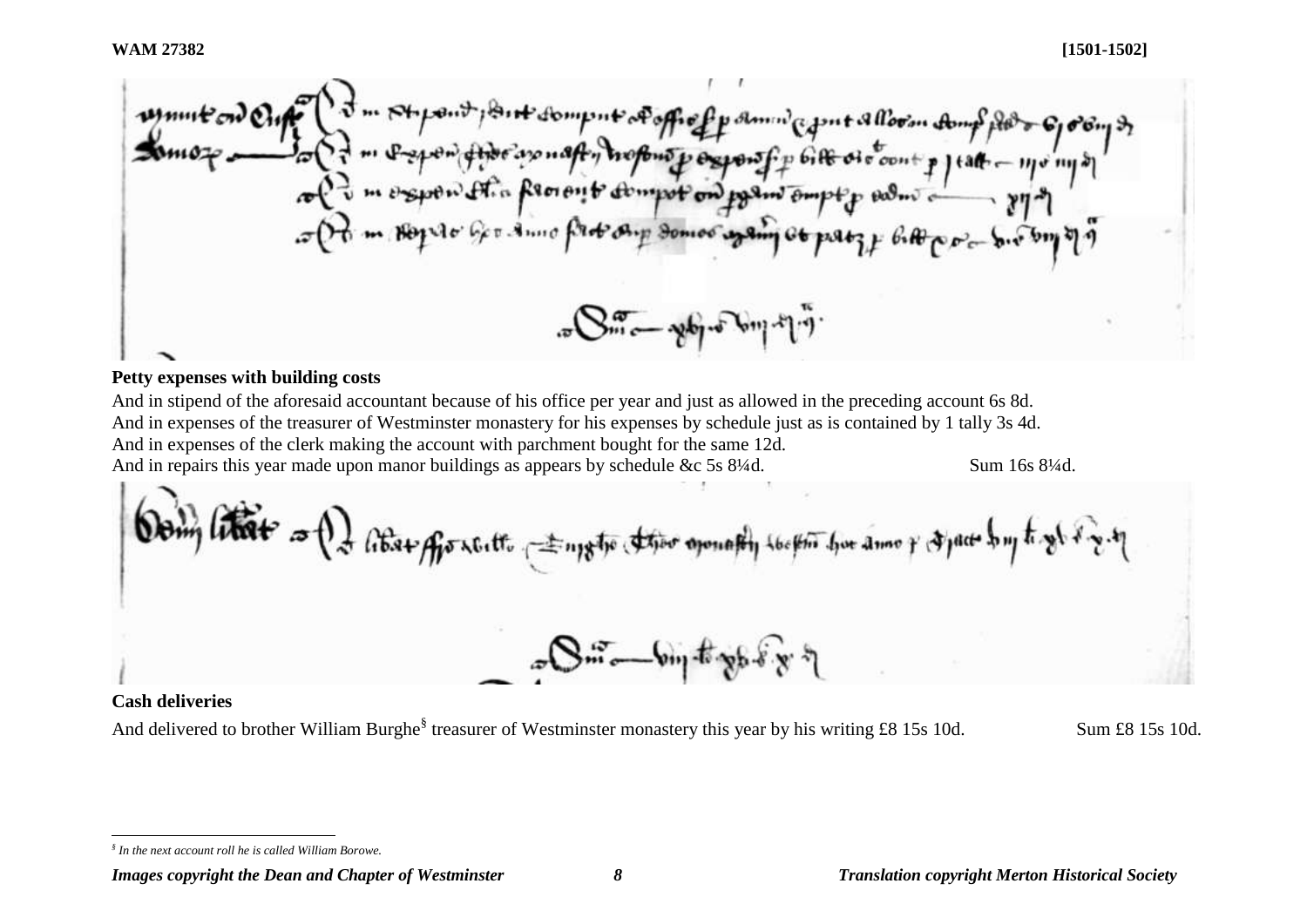**Petty expenses with building costs**

And in stipend of the aforesaid accountant because of his office per year and just as allowed in the preceding account 6s 8d.
And in expenses of the treasurer of Westminster monastery for his expenses by schedule just as is contained by 1 tally 3s 4d.
And in expenses of the clerk making the account with parchment bought for the same 12d.
And in repairs this year made upon manor buildings as appears by schedule &c 5s 8¼d. Sum 16s 8¼d.

**Cash deliveries**

And delivered to brother William Burghe[§] treasurer of Westminster monastery this year by his writing £8 15s 10d. Sum £8 15s 10d.

[§] *In the next account roll he is called William Borowe.*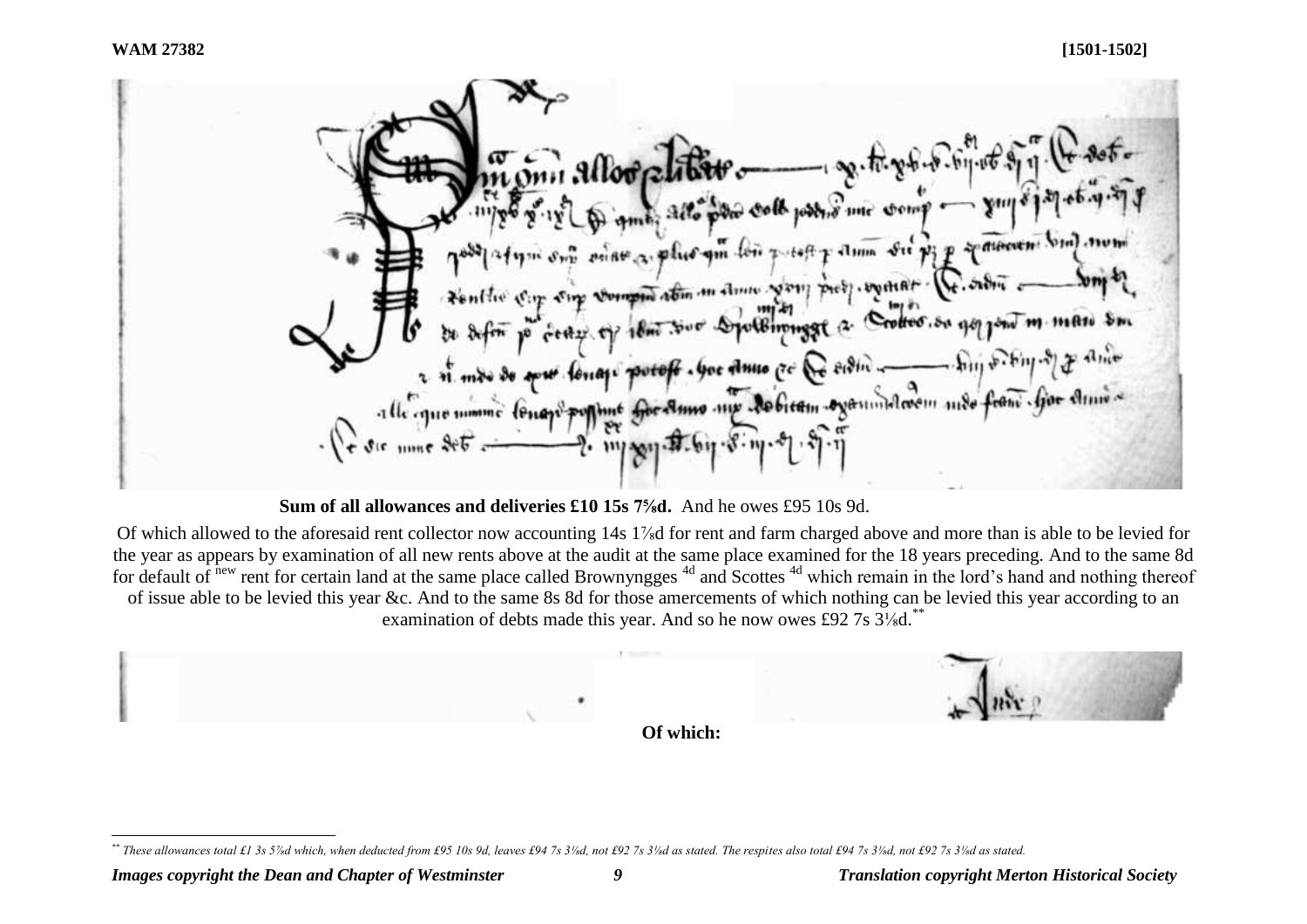**Sum of all allowances and deliveries £10 15s 7⅝d.** And he owes £95 10s 9d.

Of which allowed to the aforesaid rent collector now accounting 14s 1⅞d for rent and farm charged above and more than is able to be levied for the year as appears by examination of all new rents above at the audit at the same place examined for the 18 years preceding. And to the same 8d for default of [new] rent for certain land at the same place called Brownyngges [4d] and Scottes [4d] which remain in the lord's hand and nothing thereof of issue able to be levied this year &c. And to the same 8s 8d for those amercements of which nothing can be levied this year according to an examination of debts made this year. And so he now owes £92 7s 3⅛d.[**]

**Of which:**

[**] *These allowances total £1 3s 5⅞d which, when deducted from £95 10s 9d, leaves £94 7s 3⅛d, not £92 7s 3⅛d as stated. The respites also total £94 7s 3⅛d, not £92 7s 3⅛d as stated.*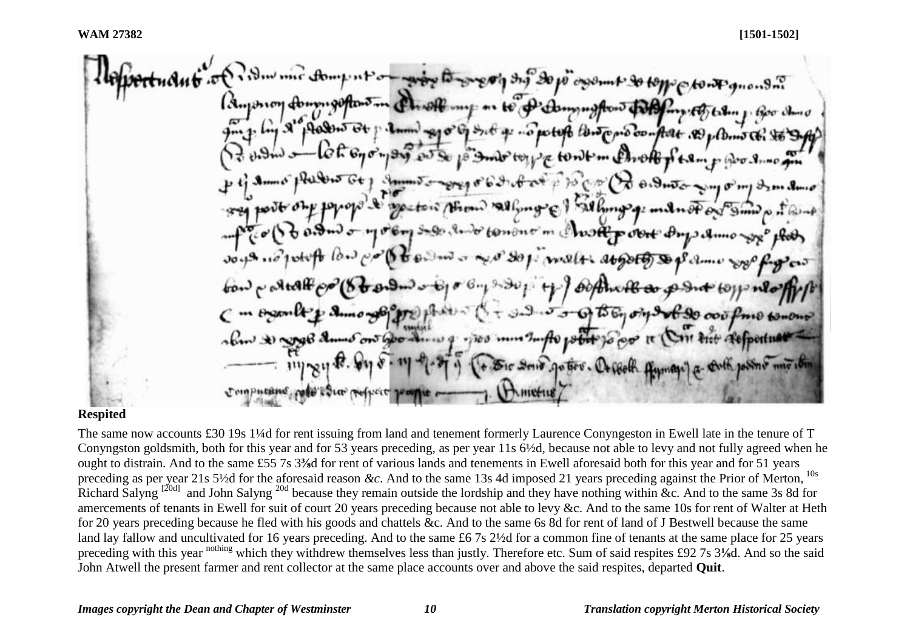**Respited**

The same now accounts £30 19s 1¼d for rent issuing from land and tenement formerly Laurence Conyngeston in Ewell late in the tenure of T Conyngston goldsmith, both for this year and for 53 years preceding, as per year 11s 6½d, because not able to levy and not fully agreed when he ought to distrain. And to the same £55 7s 3⅜d for rent of various lands and tenements in Ewell aforesaid both for this year and for 51 years preceding as per year 21s 5½d for the aforesaid reason *&c*. And to the same 13s 4d imposed 21 years preceding against the Prior of Merton, [10s] Richard Salyng [[20d]] and John Salyng [20d] because they remain outside the lordship and they have nothing within &c. And to the same 3s 8d for amercements of tenants in Ewell for suit of court 20 years preceding because not able to levy &c. And to the same 10s for rent of Walter at Heth for 20 years preceding because he fled with his goods and chattels &c. And to the same 6s 8d for rent of land of J Bestwell because the same land lay fallow and uncultivated for 16 years preceding. And to the same £6 7s 2½d for a common fine of tenants at the same place for 25 years preceding with this year [nothing] which they withdrew themselves less than justly. Therefore etc. Sum of said respites £92 7s 3⅛d. And so the said John Atwell the present farmer and rent collector at the same place accounts over and above the said respites, departed **Quit**.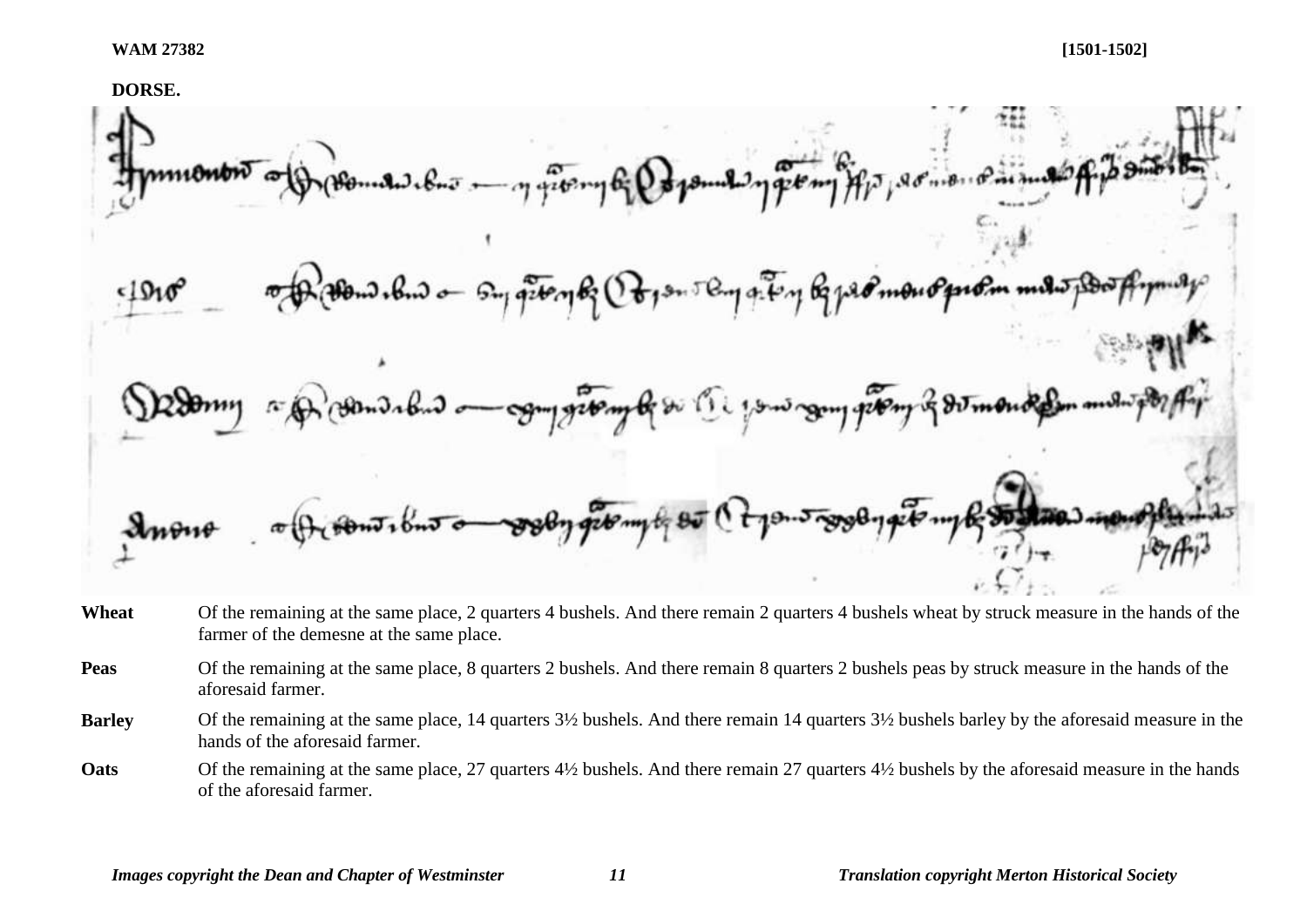**WAM 27382** **[1501-1502]**

**DORSE.**

**Wheat** Of the remaining at the same place, 2 quarters 4 bushels. And there remain 2 quarters 4 bushels wheat by struck measure in the hands of the farmer of the demesne at the same place.

**Peas** Of the remaining at the same place, 8 quarters 2 bushels. And there remain 8 quarters 2 bushels peas by struck measure in the hands of the aforesaid farmer.

**Barley** Of the remaining at the same place, 14 quarters 3½ bushels. And there remain 14 quarters 3½ bushels barley by the aforesaid measure in the hands of the aforesaid farmer.

**Oats** Of the remaining at the same place, 27 quarters 4½ bushels. And there remain 27 quarters 4½ bushels by the aforesaid measure in the hands of the aforesaid farmer.

*Images copyright the Dean and Chapter of Westminster* *Translation copyright Merton Historical Society*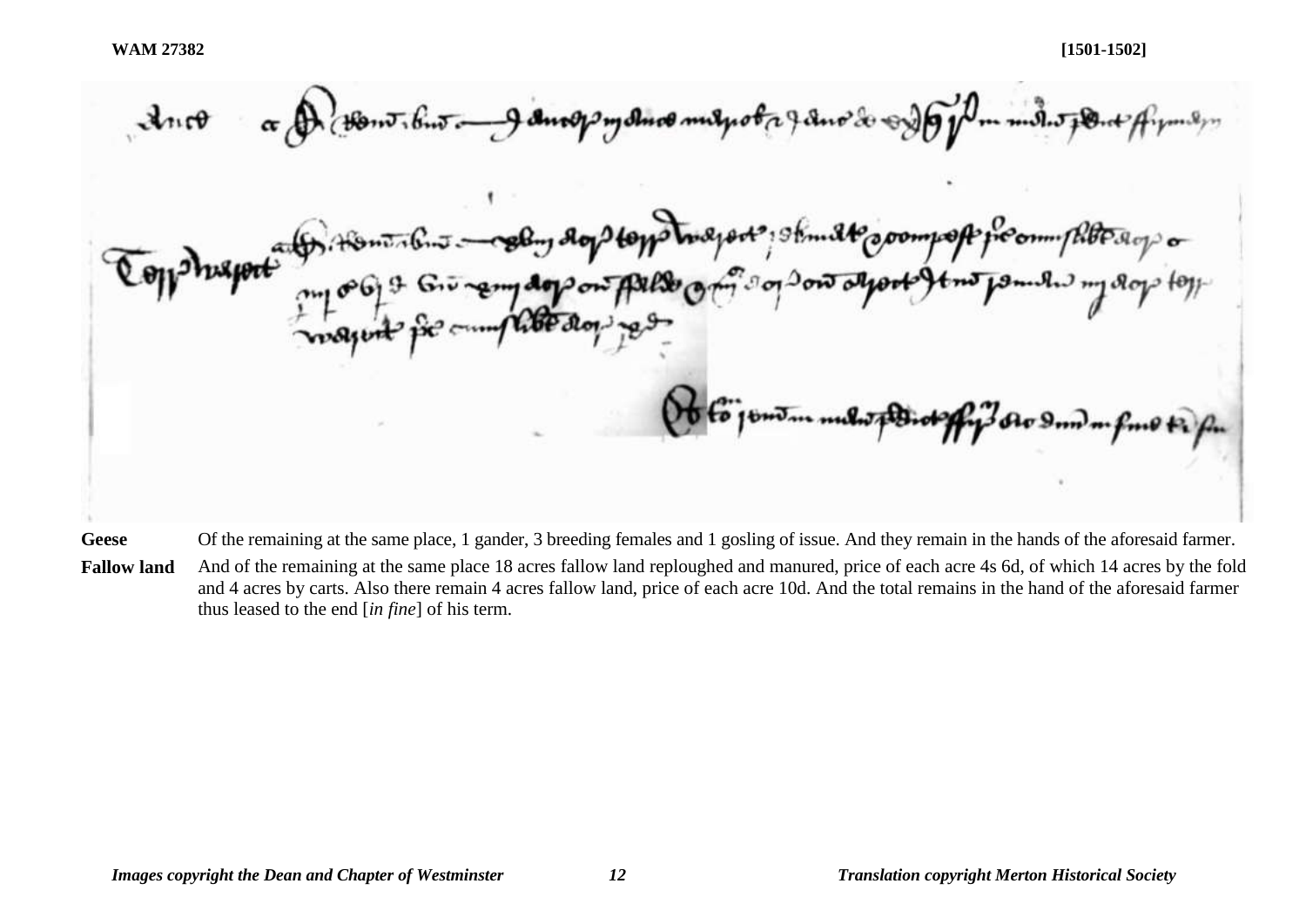**Geese** Of the remaining at the same place, 1 gander, 3 breeding females and 1 gosling of issue. And they remain in the hands of the aforesaid farmer.

**Fallow land** And of the remaining at the same place 18 acres fallow land reploughed and manured, price of each acre 4s 6d, of which 14 acres by the fold and 4 acres by carts. Also there remain 4 acres fallow land, price of each acre 10d. And the total remains in the hand of the aforesaid farmer thus leased to the end [*in fine*] of his term.